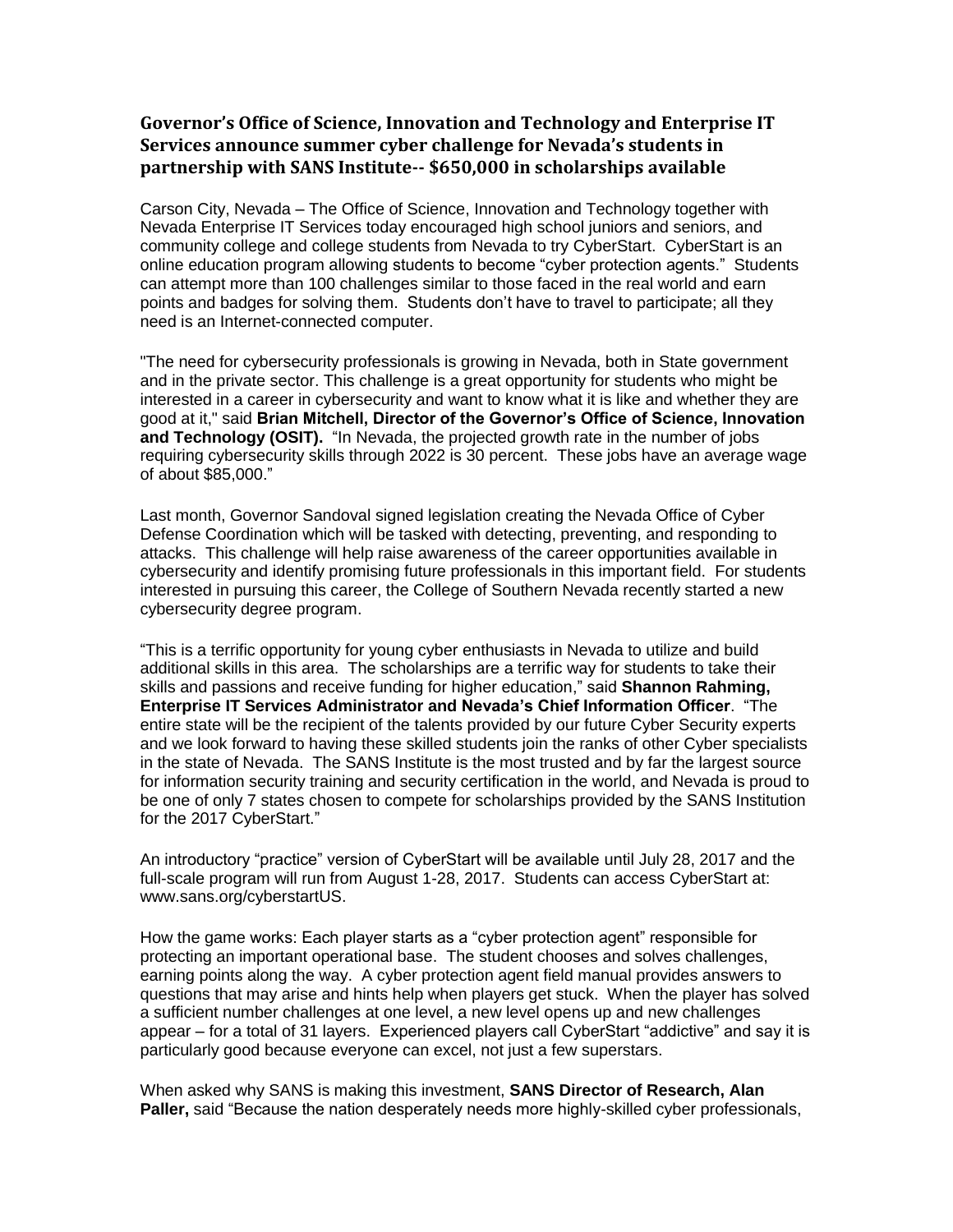## Governor's Office of Science, Innovation and Technology and Enterprise IT Services announce summer cyber challenge for Nevada's students in partnership with SANS Institute-- $650,000 in scholarships available

Carson City, Nevada – The Office of Science, Innovation and Technology together with Nevada Enterprise IT Services today encouraged high school juniors and seniors, and community college and college students from Nevada to try CyberStart. CyberStart is an online education program allowing students to become "cyber protection agents." Students can attempt more than 100 challenges similar to those faced in the real world and earn points and badges for solving them. Students don't have to travel to participate; all they need is an Internet-connected computer.

"The need for cybersecurity professionals is growing in Nevada, both in State government and in the private sector. This challenge is a great opportunity for students who might be interested in a career in cybersecurity and want to know what it is like and whether they are good at it," said **Brian Mitchell, Director of the Governor's Office of Science, Innovation and Technology (OSIT).** "In Nevada, the projected growth rate in the number of jobs requiring cybersecurity skills through 2022 is 30 percent. These jobs have an average wage of about $85,000."

Last month, Governor Sandoval signed legislation creating the Nevada Office of Cyber Defense Coordination which will be tasked with detecting, preventing, and responding to attacks. This challenge will help raise awareness of the career opportunities available in cybersecurity and identify promising future professionals in this important field. For students interested in pursuing this career, the College of Southern Nevada recently started a new cybersecurity degree program.

"This is a terrific opportunity for young cyber enthusiasts in Nevada to utilize and build additional skills in this area. The scholarships are a terrific way for students to take their skills and passions and receive funding for higher education," said **Shannon Rahming, Enterprise IT Services Administrator and Nevada's Chief Information Officer**. "The entire state will be the recipient of the talents provided by our future Cyber Security experts and we look forward to having these skilled students join the ranks of other Cyber specialists in the state of Nevada. The SANS Institute is the most trusted and by far the largest source for information security training and security certification in the world, and Nevada is proud to be one of only 7 states chosen to compete for scholarships provided by the SANS Institution for the 2017 CyberStart."

An introductory "practice" version of CyberStart will be available until July 28, 2017 and the full-scale program will run from August 1-28, 2017. Students can access CyberStart at: www.sans.org/cyberstartUS.

How the game works: Each player starts as a "cyber protection agent" responsible for protecting an important operational base. The student chooses and solves challenges, earning points along the way. A cyber protection agent field manual provides answers to questions that may arise and hints help when players get stuck. When the player has solved a sufficient number challenges at one level, a new level opens up and new challenges appear – for a total of 31 layers. Experienced players call CyberStart "addictive" and say it is particularly good because everyone can excel, not just a few superstars.

When asked why SANS is making this investment, **SANS Director of Research, Alan Paller,** said "Because the nation desperately needs more highly-skilled cyber professionals,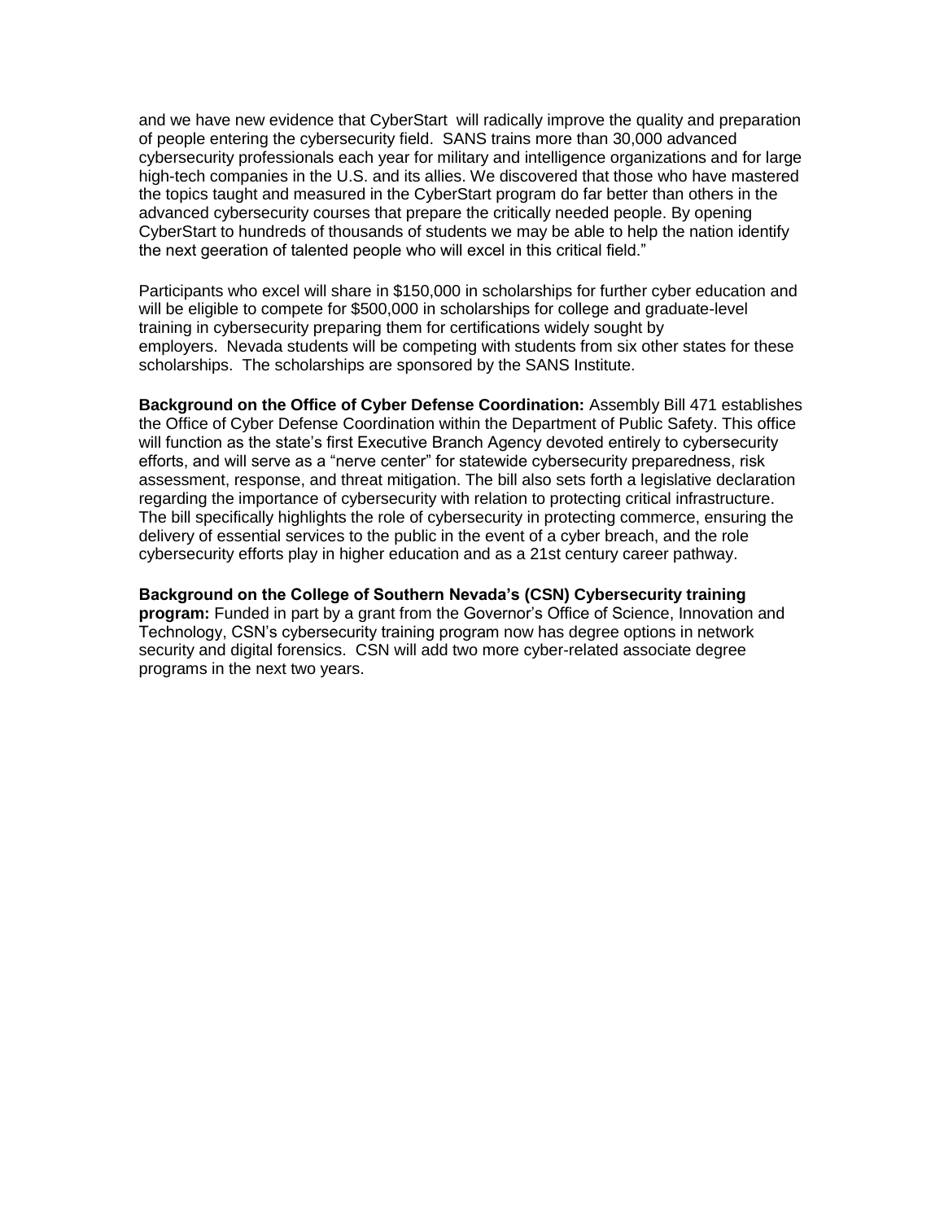and we have new evidence that CyberStart will radically improve the quality and preparation of people entering the cybersecurity field. SANS trains more than 30,000 advanced cybersecurity professionals each year for military and intelligence organizations and for large high-tech companies in the U.S. and its allies. We discovered that those who have mastered the topics taught and measured in the CyberStart program do far better than others in the advanced cybersecurity courses that prepare the critically needed people. By opening CyberStart to hundreds of thousands of students we may be able to help the nation identify the next geeration of talented people who will excel in this critical field."

Participants who excel will share in $150,000 in scholarships for further cyber education and will be eligible to compete for $500,000 in scholarships for college and graduate-level training in cybersecurity preparing them for certifications widely sought by employers. Nevada students will be competing with students from six other states for these scholarships. The scholarships are sponsored by the SANS Institute.

**Background on the Office of Cyber Defense Coordination:** Assembly Bill 471 establishes the Office of Cyber Defense Coordination within the Department of Public Safety. This office will function as the state's first Executive Branch Agency devoted entirely to cybersecurity efforts, and will serve as a "nerve center" for statewide cybersecurity preparedness, risk assessment, response, and threat mitigation. The bill also sets forth a legislative declaration regarding the importance of cybersecurity with relation to protecting critical infrastructure. The bill specifically highlights the role of cybersecurity in protecting commerce, ensuring the delivery of essential services to the public in the event of a cyber breach, and the role cybersecurity efforts play in higher education and as a 21st century career pathway.

**Background on the College of Southern Nevada's (CSN) Cybersecurity training program:** Funded in part by a grant from the Governor's Office of Science, Innovation and Technology, CSN's cybersecurity training program now has degree options in network security and digital forensics. CSN will add two more cyber-related associate degree programs in the next two years.